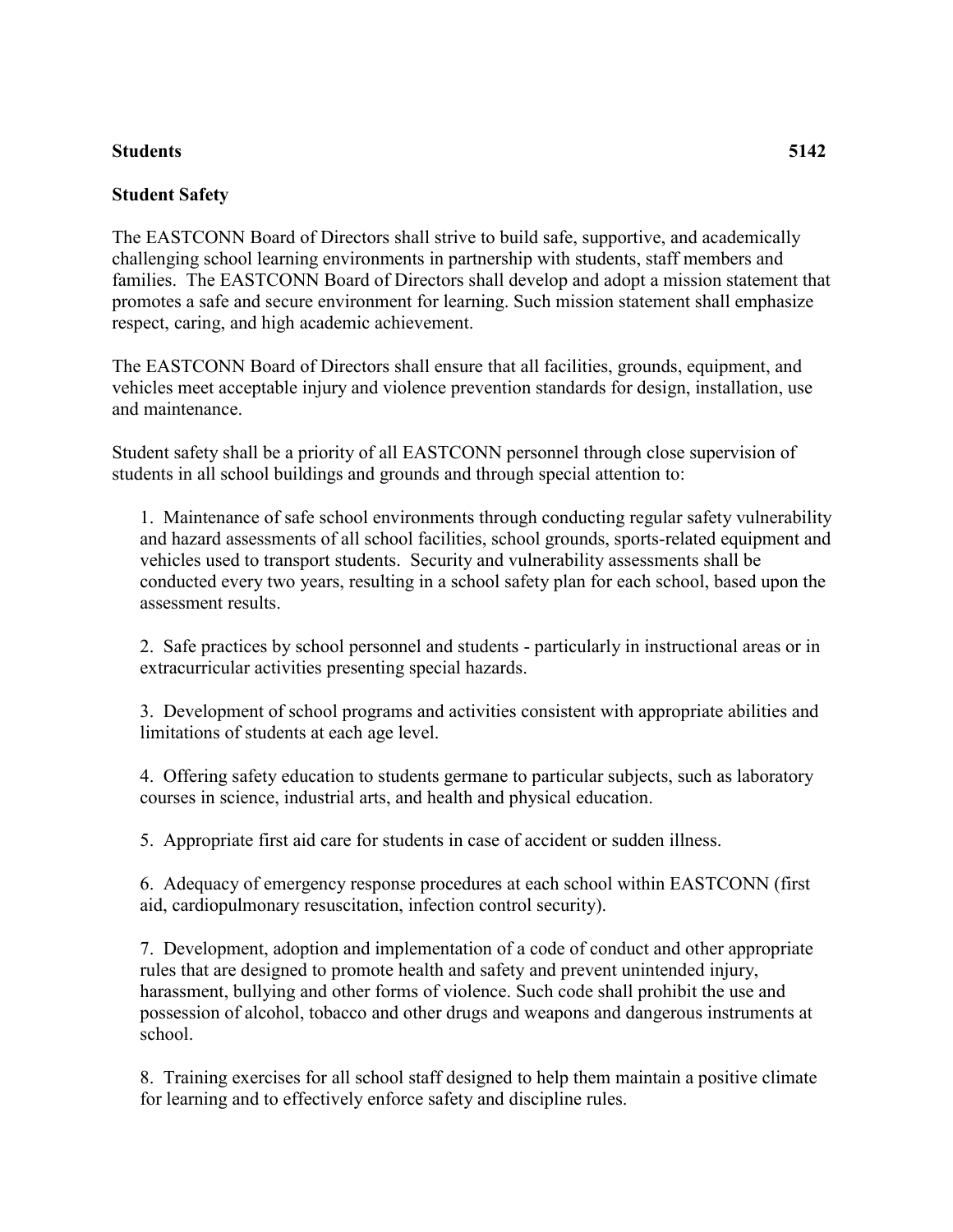**Students** **5142**

## Student Safety

The EASTCONN Board of Directors shall strive to build safe, supportive, and academically challenging school learning environments in partnership with students, staff members and families. The EASTCONN Board of Directors shall develop and adopt a mission statement that promotes a safe and secure environment for learning. Such mission statement shall emphasize respect, caring, and high academic achievement.

The EASTCONN Board of Directors shall ensure that all facilities, grounds, equipment, and vehicles meet acceptable injury and violence prevention standards for design, installation, use and maintenance.

Student safety shall be a priority of all EASTCONN personnel through close supervision of students in all school buildings and grounds and through special attention to:

1. Maintenance of safe school environments through conducting regular safety vulnerability and hazard assessments of all school facilities, school grounds, sports-related equipment and vehicles used to transport students. Security and vulnerability assessments shall be conducted every two years, resulting in a school safety plan for each school, based upon the assessment results.

2. Safe practices by school personnel and students - particularly in instructional areas or in extracurricular activities presenting special hazards.

3. Development of school programs and activities consistent with appropriate abilities and limitations of students at each age level.

4. Offering safety education to students germane to particular subjects, such as laboratory courses in science, industrial arts, and health and physical education.

5. Appropriate first aid care for students in case of accident or sudden illness.

6. Adequacy of emergency response procedures at each school within EASTCONN (first aid, cardiopulmonary resuscitation, infection control security).

7. Development, adoption and implementation of a code of conduct and other appropriate rules that are designed to promote health and safety and prevent unintended injury, harassment, bullying and other forms of violence. Such code shall prohibit the use and possession of alcohol, tobacco and other drugs and weapons and dangerous instruments at school.

8. Training exercises for all school staff designed to help them maintain a positive climate for learning and to effectively enforce safety and discipline rules.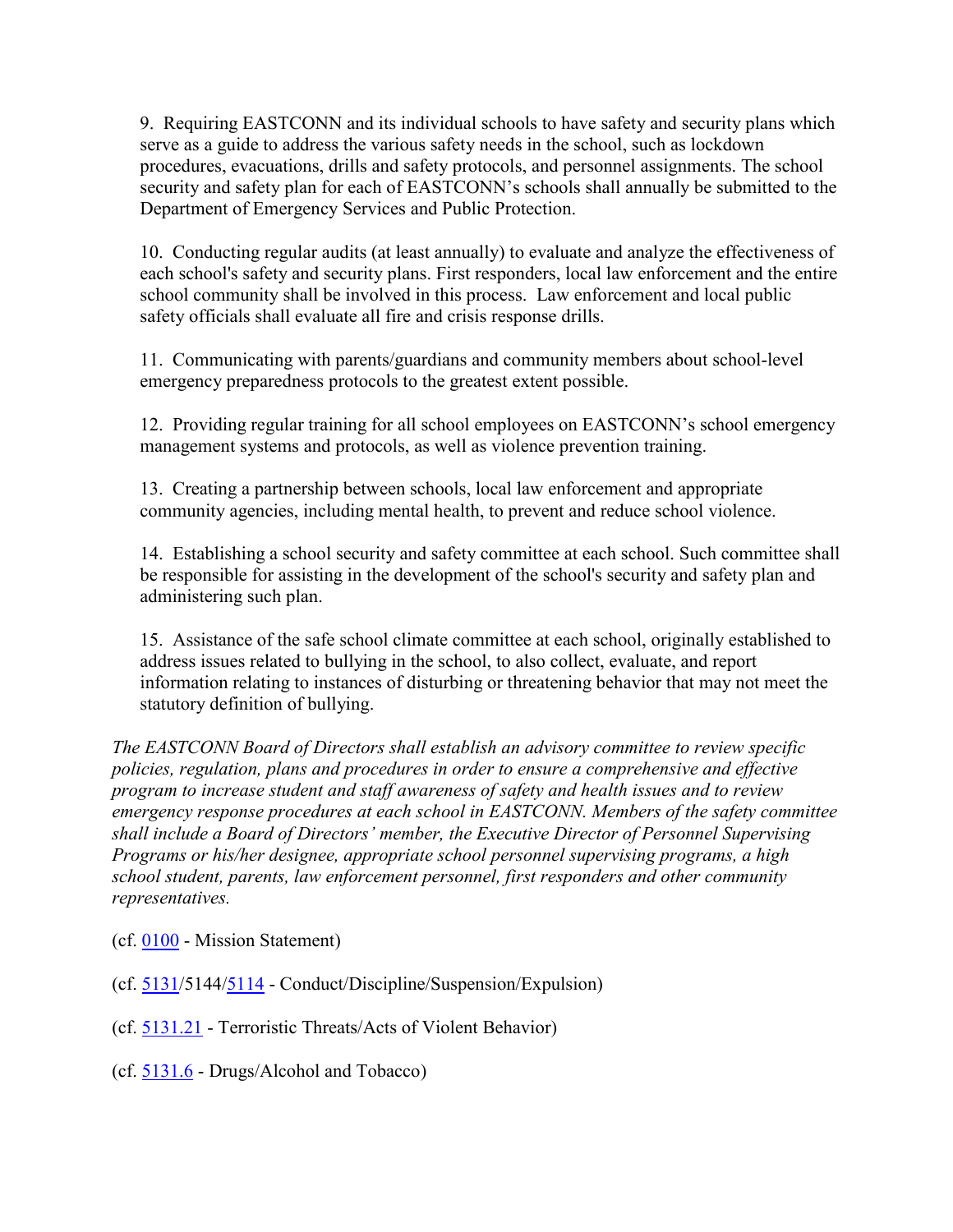9. Requiring EASTCONN and its individual schools to have safety and security plans which serve as a guide to address the various safety needs in the school, such as lockdown procedures, evacuations, drills and safety protocols, and personnel assignments. The school security and safety plan for each of EASTCONN's schools shall annually be submitted to the Department of Emergency Services and Public Protection.

10. Conducting regular audits (at least annually) to evaluate and analyze the effectiveness of each school's safety and security plans. First responders, local law enforcement and the entire school community shall be involved in this process. Law enforcement and local public safety officials shall evaluate all fire and crisis response drills.

11. Communicating with parents/guardians and community members about school-level emergency preparedness protocols to the greatest extent possible.

12. Providing regular training for all school employees on EASTCONN's school emergency management systems and protocols, as well as violence prevention training.

13. Creating a partnership between schools, local law enforcement and appropriate community agencies, including mental health, to prevent and reduce school violence.

14. Establishing a school security and safety committee at each school. Such committee shall be responsible for assisting in the development of the school's security and safety plan and administering such plan.

15. Assistance of the safe school climate committee at each school, originally established to address issues related to bullying in the school, to also collect, evaluate, and report information relating to instances of disturbing or threatening behavior that may not meet the statutory definition of bullying.

*The EASTCONN Board of Directors shall establish an advisory committee to review specific policies, regulation, plans and procedures in order to ensure a comprehensive and effective program to increase student and staff awareness of safety and health issues and to review emergency response procedures at each school in EASTCONN. Members of the safety committee shall include a Board of Directors' member, the Executive Director of Personnel Supervising Programs or his/her designee, appropriate school personnel supervising programs, a high school student, parents, law enforcement personnel, first responders and other community representatives.*

(cf. 0100 - Mission Statement)

(cf. 5131/5144/5114 - Conduct/Discipline/Suspension/Expulsion)

(cf. 5131.21 - Terroristic Threats/Acts of Violent Behavior)

(cf. 5131.6 - Drugs/Alcohol and Tobacco)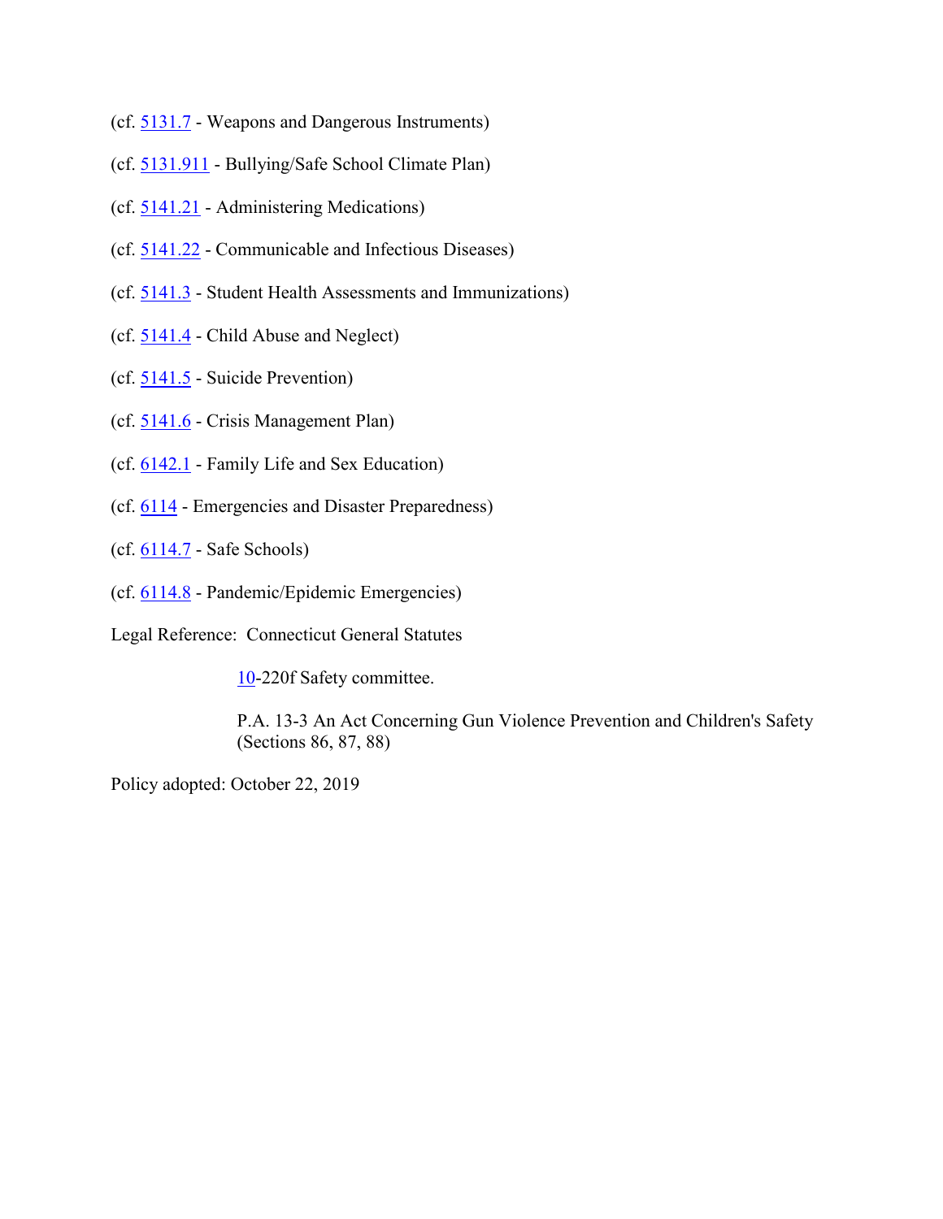(cf. 5131.7 - Weapons and Dangerous Instruments)

(cf. 5131.911 - Bullying/Safe School Climate Plan)

(cf. 5141.21 - Administering Medications)

(cf. 5141.22 - Communicable and Infectious Diseases)

(cf. 5141.3 - Student Health Assessments and Immunizations)

(cf. 5141.4 - Child Abuse and Neglect)

(cf. 5141.5 - Suicide Prevention)

(cf. 5141.6 - Crisis Management Plan)

(cf. 6142.1 - Family Life and Sex Education)

(cf. 6114 - Emergencies and Disaster Preparedness)

(cf. 6114.7 - Safe Schools)

(cf. 6114.8 - Pandemic/Epidemic Emergencies)

Legal Reference: Connecticut General Statutes

10-220f Safety committee.

P.A. 13-3 An Act Concerning Gun Violence Prevention and Children's Safety (Sections 86, 87, 88)

Policy adopted: October 22, 2019